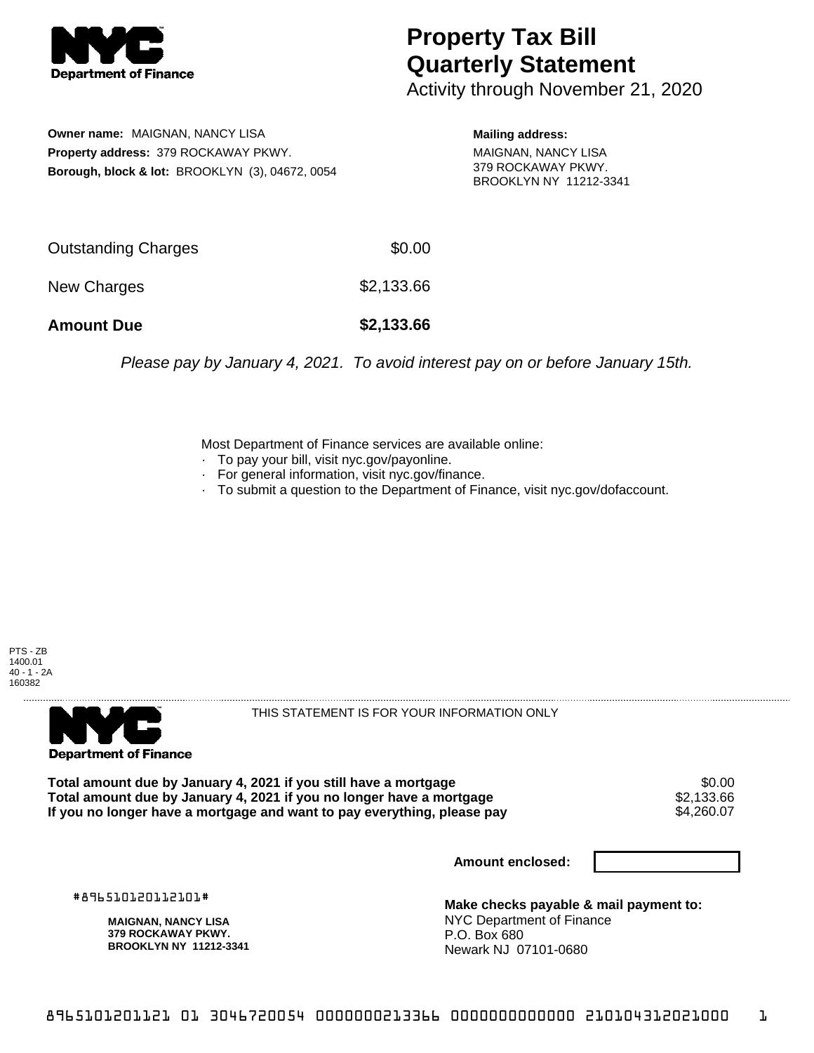Department of Finance

# Property Tax Bill Quarterly Statement

Activity through November 21, 2020

**Owner name:** MAIGNAN, NANCY LISA
**Property address:** 379 ROCKAWAY PKWY.
**Borough, block & lot:** BROOKLYN (3), 04672, 0054

**Mailing address:**
MAIGNAN, NANCY LISA
379 ROCKAWAY PKWY.
BROOKLYN NY 11212-3341

| | |
|---|---|
| Outstanding Charges | $0.00 |
| New Charges | $2,133.66 |
| **Amount Due** | **$2,133.66** |

*Please pay by January 4, 2021. To avoid interest pay on or before January 15th.*

Most Department of Finance services are available online:
- To pay your bill, visit nyc.gov/payonline.
- For general information, visit nyc.gov/finance.
- To submit a question to the Department of Finance, visit nyc.gov/dofaccount.

PTS - ZB
1400.01
40 - 1 - 2A
160382

Department of Finance

THIS STATEMENT IS FOR YOUR INFORMATION ONLY

| | |
|---|---|
| **Total amount due by January 4, 2021 if you still have a mortgage** | $0.00 |
| **Total amount due by January 4, 2021 if you no longer have a mortgage** | $2,133.66 |
| **If you no longer have a mortgage and want to pay everything, please pay** | $4,260.07 |

**Amount enclosed:**

#896510120112101#

**MAIGNAN, NANCY LISA**
**379 ROCKAWAY PKWY.**
**BROOKLYN NY 11212-3341**

**Make checks payable & mail payment to:**
NYC Department of Finance
P.O. Box 680
Newark NJ 07101-0680

8965101201121 01 3046720054 0000000213366 0000000000000 210104312021000 1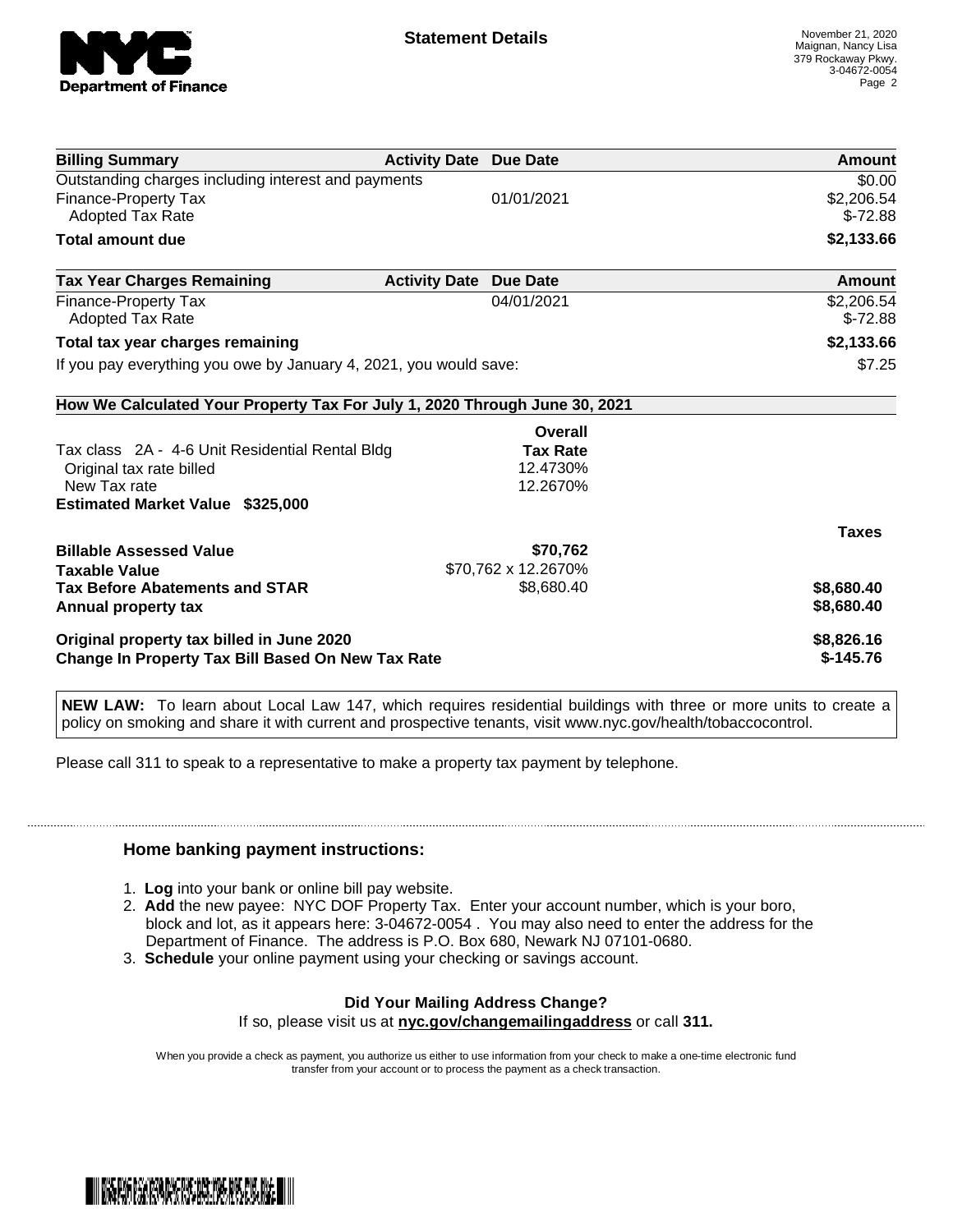# Statement Details

November 21, 2020
Maignan, Nancy Lisa
379 Rockaway Pkwy.
3-04672-0054

| Billing Summary | Activity Date | Due Date | Amount |
|---|---|---|---|
| Outstanding charges including interest and payments | | | $0.00 |
| Finance-Property Tax | | 01/01/2021 | $2,206.54 |
| Adopted Tax Rate | | | $-72.88 |
| **Total amount due** | | | **$2,133.66** |

| Tax Year Charges Remaining | Activity Date | Due Date | Amount |
|---|---|---|---|
| Finance-Property Tax | | 04/01/2021 | $2,206.54 |
| Adopted Tax Rate | | | $-72.88 |
| **Total tax year charges remaining** | | | **$2,133.66** |
| If you pay everything you owe by January 4, 2021, you would save: | | | $7.25 |

## How We Calculated Your Property Tax For July 1, 2020 Through June 30, 2021

| | Overall Tax Rate | |
|---|---|---|
| Tax class 2A - 4-6 Unit Residential Rental Bldg | | |
| Original tax rate billed | 12.4730% | |
| New Tax rate | 12.2670% | |
| **Estimated Market Value $325,000** | | |
| | | **Taxes** |
| **Billable Assessed Value** | **$70,762** | |
| **Taxable Value** | $70,762 x 12.2670% | |
| **Tax Before Abatements and STAR** | $8,680.40 | **$8,680.40** |
| **Annual property tax** | | **$8,680.40** |
| **Original property tax billed in June 2020** | | **$8,826.16** |
| **Change In Property Tax Bill Based On New Tax Rate** | | **$-145.76** |

**NEW LAW:** To learn about Local Law 147, which requires residential buildings with three or more units to create a policy on smoking and share it with current and prospective tenants, visit www.nyc.gov/health/tobaccocontrol.

Please call 311 to speak to a representative to make a property tax payment by telephone.

### Home banking payment instructions:

1. **Log** into your bank or online bill pay website.
2. **Add** the new payee: NYC DOF Property Tax. Enter your account number, which is your boro, block and lot, as it appears here: 3-04672-0054 . You may also need to enter the address for the Department of Finance. The address is P.O. Box 680, Newark NJ 07101-0680.
3. **Schedule** your online payment using your checking or savings account.

**Did Your Mailing Address Change?**
If so, please visit us at **nyc.gov/changemailingaddress** or call **311.**

When you provide a check as payment, you authorize us either to use information from your check to make a one-time electronic fund transfer from your account or to process the payment as a check transaction.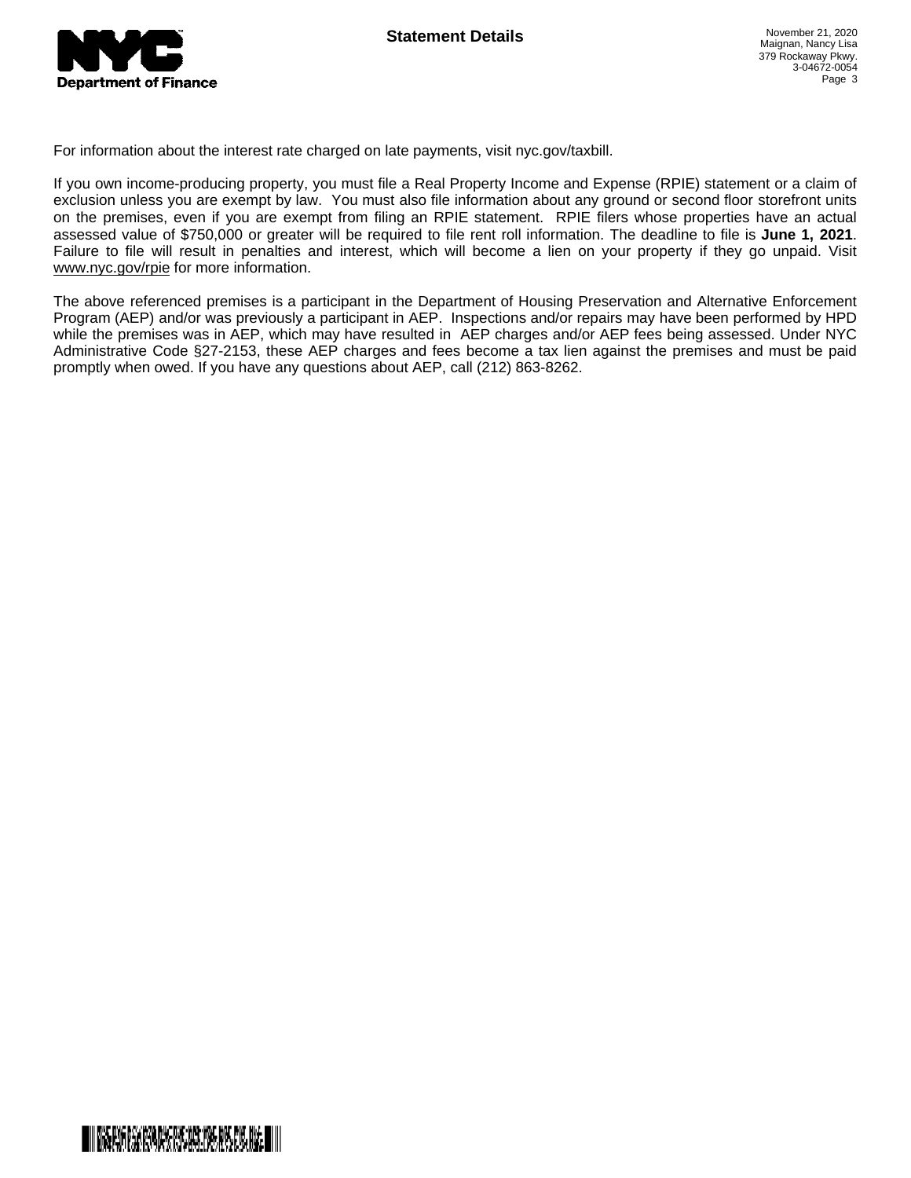For information about the interest rate charged on late payments, visit nyc.gov/taxbill.

If you own income-producing property, you must file a Real Property Income and Expense (RPIE) statement or a claim of exclusion unless you are exempt by law. You must also file information about any ground or second floor storefront units on the premises, even if you are exempt from filing an RPIE statement. RPIE filers whose properties have an actual assessed value of $750,000 or greater will be required to file rent roll information. The deadline to file is **June 1, 2021**. Failure to file will result in penalties and interest, which will become a lien on your property if they go unpaid. Visit www.nyc.gov/rpie for more information.

The above referenced premises is a participant in the Department of Housing Preservation and Alternative Enforcement Program (AEP) and/or was previously a participant in AEP. Inspections and/or repairs may have been performed by HPD while the premises was in AEP, which may have resulted in AEP charges and/or AEP fees being assessed. Under NYC Administrative Code §27-2153, these AEP charges and fees become a tax lien against the premises and must be paid promptly when owed. If you have any questions about AEP, call (212) 863-8262.